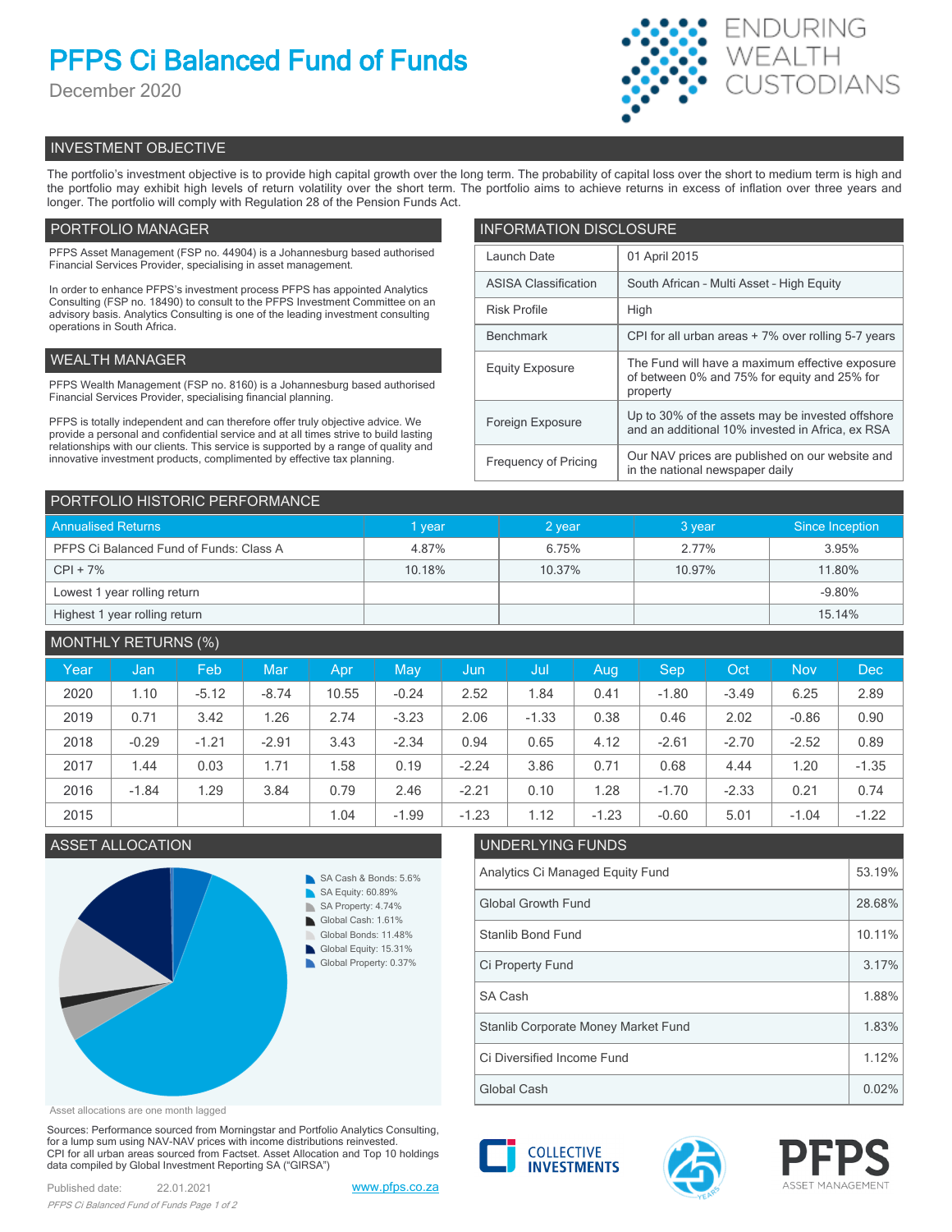# PFPS Ci Balanced Fund of Funds

December 2020

ENDURING WEALTH CUSTODIANS

## INVESTMENT OBJECTIVE

The portfolio's investment objective is to provide high capital growth over the long term. The probability of capital loss over the short to medium term is high and the portfolio may exhibit high levels of return volatility over the short term. The portfolio aims to achieve returns in excess of inflation over three years and longer. The portfolio will comply with Regulation 28 of the Pension Funds Act.

## PORTFOLIO MANAGER

PFPS Asset Management (FSP no. 44904) is a Johannesburg based authorised Financial Services Provider, specialising in asset management.

In order to enhance PFPS's investment process PFPS has appointed Analytics Consulting (FSP no. 18490) to consult to the PFPS Investment Committee on an advisory basis. Analytics Consulting is one of the leading investment consulting operations in South Africa.

## WEALTH MANAGER

PFPS Wealth Management (FSP no. 8160) is a Johannesburg based authorised Financial Services Provider, specialising financial planning.

PFPS is totally independent and can therefore offer truly objective advice. We provide a personal and confidential service and at all times strive to build lasting relationships with our clients. This service is supported by a range of quality and innovative investment products, complimented by effective tax planning.

## INFORMATION DISCLOSURE

| | |
|---|---|
| Launch Date | 01 April 2015 |
| ASISA Classification | South African - Multi Asset - High Equity |
| Risk Profile | High |
| Benchmark | CPI for all urban areas + 7% over rolling 5-7 years |
| Equity Exposure | The Fund will have a maximum effective exposure of between 0% and 75% for equity and 25% for property |
| Foreign Exposure | Up to 30% of the assets may be invested offshore and an additional 10% invested in Africa, ex RSA |
| Frequency of Pricing | Our NAV prices are published on our website and in the national newspaper daily |

## PORTFOLIO HISTORIC PERFORMANCE

| Annualised Returns | 1 year | 2 year | 3 year | Since Inception |
|---|---|---|---|---|
| PFPS Ci Balanced Fund of Funds: Class A | 4.87% | 6.75% | 2.77% | 3.95% |
| CPI + 7% | 10.18% | 10.37% | 10.97% | 11.80% |
| Lowest 1 year rolling return | | | | -9.80% |
| Highest 1 year rolling return | | | | 15.14% |

## MONTHLY RETURNS (%)

| Year | Jan | Feb | Mar | Apr | May | Jun | Jul | Aug | Sep | Oct | Nov | Dec |
|---|---|---|---|---|---|---|---|---|---|---|---|---|
| 2020 | 1.10 | -5.12 | -8.74 | 10.55 | -0.24 | 2.52 | 1.84 | 0.41 | -1.80 | -3.49 | 6.25 | 2.89 |
| 2019 | 0.71 | 3.42 | 1.26 | 2.74 | -3.23 | 2.06 | -1.33 | 0.38 | 0.46 | 2.02 | -0.86 | 0.90 |
| 2018 | -0.29 | -1.21 | -2.91 | 3.43 | -2.34 | 0.94 | 0.65 | 4.12 | -2.61 | -2.70 | -2.52 | 0.89 |
| 2017 | 1.44 | 0.03 | 1.71 | 1.58 | 0.19 | -2.24 | 3.86 | 0.71 | 0.68 | 4.44 | 1.20 | -1.35 |
| 2016 | -1.84 | 1.29 | 3.84 | 0.79 | 2.46 | -2.21 | 0.10 | 1.28 | -1.70 | -2.33 | 0.21 | 0.74 |
| 2015 | | | | 1.04 | -1.99 | -1.23 | 1.12 | -1.23 | -0.60 | 5.01 | -1.04 | -1.22 |

## ASSET ALLOCATION

- SA Cash & Bonds: 5.6%
- SA Equity: 60.89%
- SA Property: 4.74%
- Global Cash: 1.61%
- Global Bonds: 11.48%
- Global Equity: 15.31%
- Global Property: 0.37%

Asset allocations are one month lagged

## UNDERLYING FUNDS

| | |
|---|---|
| Analytics Ci Managed Equity Fund | 53.19% |
| Global Growth Fund | 28.68% |
| Stanlib Bond Fund | 10.11% |
| Ci Property Fund | 3.17% |
| SA Cash | 1.88% |
| Stanlib Corporate Money Market Fund | 1.83% |
| Ci Diversified Income Fund | 1.12% |
| Global Cash | 0.02% |

Sources: Performance sourced from Morningstar and Portfolio Analytics Consulting, for a lump sum using NAV-NAV prices with income distributions reinvested. CPI for all urban areas sourced from Factset. Asset Allocation and Top 10 holdings data compiled by Global Investment Reporting SA ("GIRSA")

Published date: 22.01.2021

www.pfps.co.za

CI COLLECTIVE INVESTMENTS

PFPS ASSET MANAGEMENT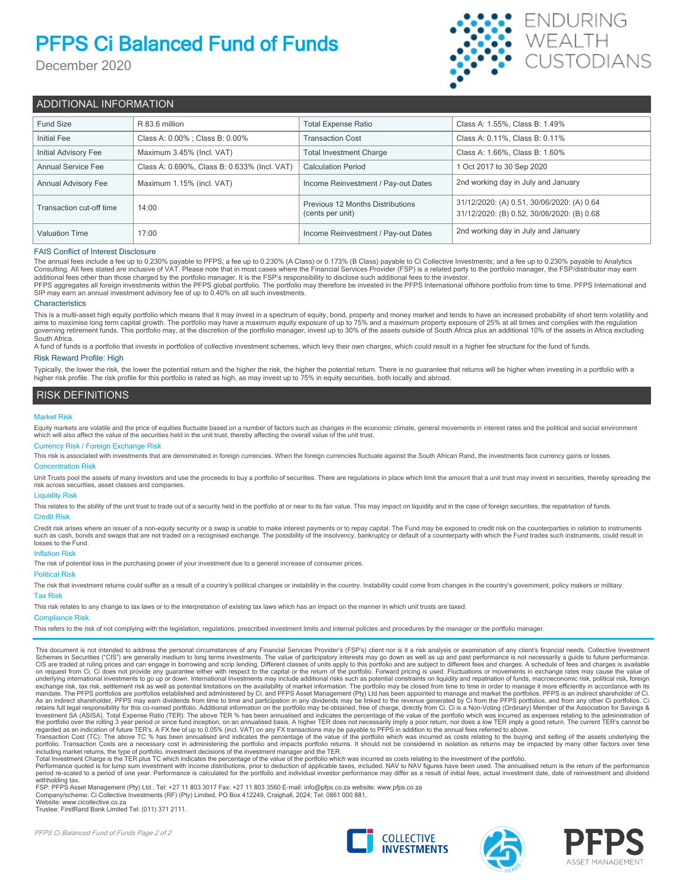# PFPS Ci Balanced Fund of Funds

December 2020

ENDURING WEALTH CUSTODIANS

## ADDITIONAL INFORMATION

| | | | |
|---|---|---|---|
| Fund Size | R 83.6 million | Total Expense Ratio | Class A: 1.55%, Class B: 1.49% |
| Initial Fee | Class A: 0.00% ; Class B: 0.00% | Transaction Cost | Class A: 0.11%, Class B: 0.11% |
| Initial Advisory Fee | Maximum 3.45% (Incl. VAT) | Total Investment Charge | Class A: 1.66%, Class B: 1.60% |
| Annual Service Fee | Class A: 0.690%, Class B: 0.633% (Incl. VAT) | Calculation Period | 1 Oct 2017 to 30 Sep 2020 |
| Annual Advisory Fee | Maximum 1.15% (incl. VAT) | Income Reinvestment / Pay-out Dates | 2nd working day in July and January |
| Transaction cut-off time | 14:00 | Previous 12 Months Distributions (cents per unit) | 31/12/2020: (A) 0.51, 30/06/2020: (A) 0.64<br>31/12/2020: (B) 0.52, 30/06/2020: (B) 0.68 |
| Valuation Time | 17:00 | Income Reinvestment / Pay-out Dates | 2nd working day in July and January |

### FAIS Conflict of Interest Disclosure

The annual fees include a fee up to 0.230% payable to PFPS; a fee up to 0.230% (A Class) or 0.173% (B Class) payable to Ci Collective Investments; and a fee up to 0.230% payable to Analytics Consulting. All fees stated are inclusive of VAT. Please note that in most cases where the Financial Services Provider (FSP) is a related party to the portfolio manager, the FSP/distributor may earn additional fees other than those charged by the portfolio manager. It is the FSP's responsibility to disclose such additional fees to the investor.
PFPS aggregates all foreign investments within the PFPS global portfolio. The portfolio may therefore be invested in the PFPS International offshore portfolio from time to time. PFPS International and SIP may earn an annual investment advisory fee of up to 0.40% on all such investments.

### Characteristics

This is a multi-asset high equity portfolio which means that it may invest in a spectrum of equity, bond, property and money market and tends to have an increased probability of short term volatility and aims to maximise long term capital growth. The portfolio may have a maximum equity exposure of up to 75% and a maximum property exposure of 25% at all times and complies with the regulation governing retirement funds. This portfolio may, at the discretion of the portfolio manager, invest up to 30% of the assets outside of South Africa plus an additional 10% of the assets in Africa excluding South Africa.
A fund of funds is a portfolio that invests in portfolios of collective investment schemes, which levy their own charges, which could result in a higher fee structure for the fund of funds.

### Risk Reward Profile: High

Typically, the lower the risk, the lower the potential return and the higher the risk, the higher the potential return. There is no guarantee that returns will be higher when investing in a portfolio with a higher risk profile. The risk profile for this portfolio is rated as high, as may invest up to 75% in equity securities, both locally and abroad.

## RISK DEFINITIONS

### Market Risk

Equity markets are volatile and the price of equities fluctuate based on a number of factors such as changes in the economic climate, general movements in interest rates and the political and social environment which will also affect the value of the securities held in the unit trust, thereby affecting the overall value of the unit trust.

### Currency Risk / Foreign Exchange Risk

This risk is associated with investments that are denominated in foreign currencies. When the foreign currencies fluctuate against the South African Rand, the investments face currency gains or losses.

### Concentration Risk

Unit Trusts pool the assets of many investors and use the proceeds to buy a portfolio of securities. There are regulations in place which limit the amount that a unit trust may invest in securities, thereby spreading the risk across securities, asset classes and companies.

### Liquidity Risk

This relates to the ability of the unit trust to trade out of a security held in the portfolio at or near to its fair value. This may impact on liquidity and in the case of foreign securities, the repatriation of funds.

### Credit Risk

Credit risk arises where an issuer of a non-equity security or a swap is unable to make interest payments or to repay capital. The Fund may be exposed to credit risk on the counterparties in relation to instruments such as cash, bonds and swaps that are not traded on a recognised exchange. The possibility of the insolvency, bankruptcy or default of a counterparty with which the Fund trades such instruments, could result in losses to the Fund.

### Inflation Risk

The risk of potential loss in the purchasing power of your investment due to a general increase of consumer prices.

### Political Risk

The risk that investment returns could suffer as a result of a country's political changes or instability in the country. Instability could come from changes in the country's government, policy makers or military.

### Tax Risk

This risk relates to any change to tax laws or to the interpretation of existing tax laws which has an impact on the manner in which unit trusts are taxed.

### Compliance Risk

This refers to the risk of not complying with the legislation, regulations, prescribed investment limits and internal policies and procedures by the manager or the portfolio manager.

---

This document is not intended to address the personal circumstances of any Financial Services Provider's (FSP's) client nor is it a risk analysis or examination of any client's financial needs. Collective Investment Schemes in Securities ("CIS") are generally medium to long terms investments. The value of participatory interests may go down as well as up and past performance is not necessarily a guide to future performance. CIS are traded at ruling prices and can engage in borrowing and scrip lending. Different classes of units apply to this portfolio and are subject to different fees and charges. A schedule of fees and charges is available on request from Ci. Ci does not provide any guarantee either with respect to the capital or the return of the portfolio. Forward pricing is used. Fluctuations or movements in exchange rates may cause the value of underlying international investments to go up or down. International Investments may include additional risks such as potential constraints on liquidity and repatriation of funds, macroeconomic risk, political risk, foreign exchange risk, tax risk, settlement risk as well as potential limitations on the availability of market information. The portfolio may be closed from time to time in order to manage it more efficiently in accordance with its mandate. The PFPS portfolios are portfolios established and administered by Ci, and PFPS Asset Management (Pty) Ltd has been appointed to manage and market the portfolios. PFPS is an indirect shareholder of Ci. As an indirect shareholder, PFPS may earn dividends from time to time and participation in any dividends may be linked to the revenue generated by Ci from the PFPS portfolios, and from any other Ci portfolios. Ci retains full legal responsibility for this co-named portfolio. Additional information on the portfolio may be obtained, free of charge, directly from Ci. Ci is a Non-Voting (Ordinary) Member of the Association for Savings & Investment SA (ASISA). Total Expense Ratio (TER): The above TER % has been annualised and indicates the percentage of the value of the portfolio which was incurred as expenses relating to the administration of the portfolio over the rolling 3 year period or since fund inception, on an annualised basis. A higher TER does not necessarily imply a poor return, nor does a low TER imply a good return. The current TER's cannot be regarded as an indication of future TER's. A FX fee of up to 0.05% (incl. VAT) on any FX transactions may be payable to PFPS in addition to the annual fees referred to above.
Transaction Cost (TC): The above TC % has been annualised and indicates the percentage of the value of the portfolio which was incurred as costs relating to the buying and selling of the assets underlying the portfolio. Transaction Costs are a necessary cost in administering the portfolio and impacts portfolio returns. It should not be considered in isolation as returns may be impacted by many other factors over time including market returns, the type of portfolio, investment decisions of the investment manager and the TER.
Total Investment Charge is the TER plus TC which indicates the percentage of the value of the portfolio which was incurred as costs relating to the investment of the portfolio.
Performance quoted is for lump sum investment with income distributions, prior to deduction of applicable taxes, included. NAV to NAV figures have been used. The annualised return is the return of the performance period re-scaled to a period of one year. Performance is calculated for the portfolio and individual investor performance may differ as a result of initial fees, actual investment date, date of reinvestment and dividend withholding tax.
FSP: PFPS Asset Management (Pty) Ltd , Tel: +27 11 803 3017 Fax: +27 11 803 3560 E-mail: info@pfps.co.za website: www.pfps.co.za
Company/scheme: Ci Collective Investments (RF) (Pty) Limited, PO Box 412249, Craighall, 2024; Tel: 0861 000 881,
Website: www.cicollective.co.za
Trustee: FirstRand Bank Limited Tel: (011) 371 2111.

COLLECTIVE INVESTMENTS

PFPS ASSET MANAGEMENT